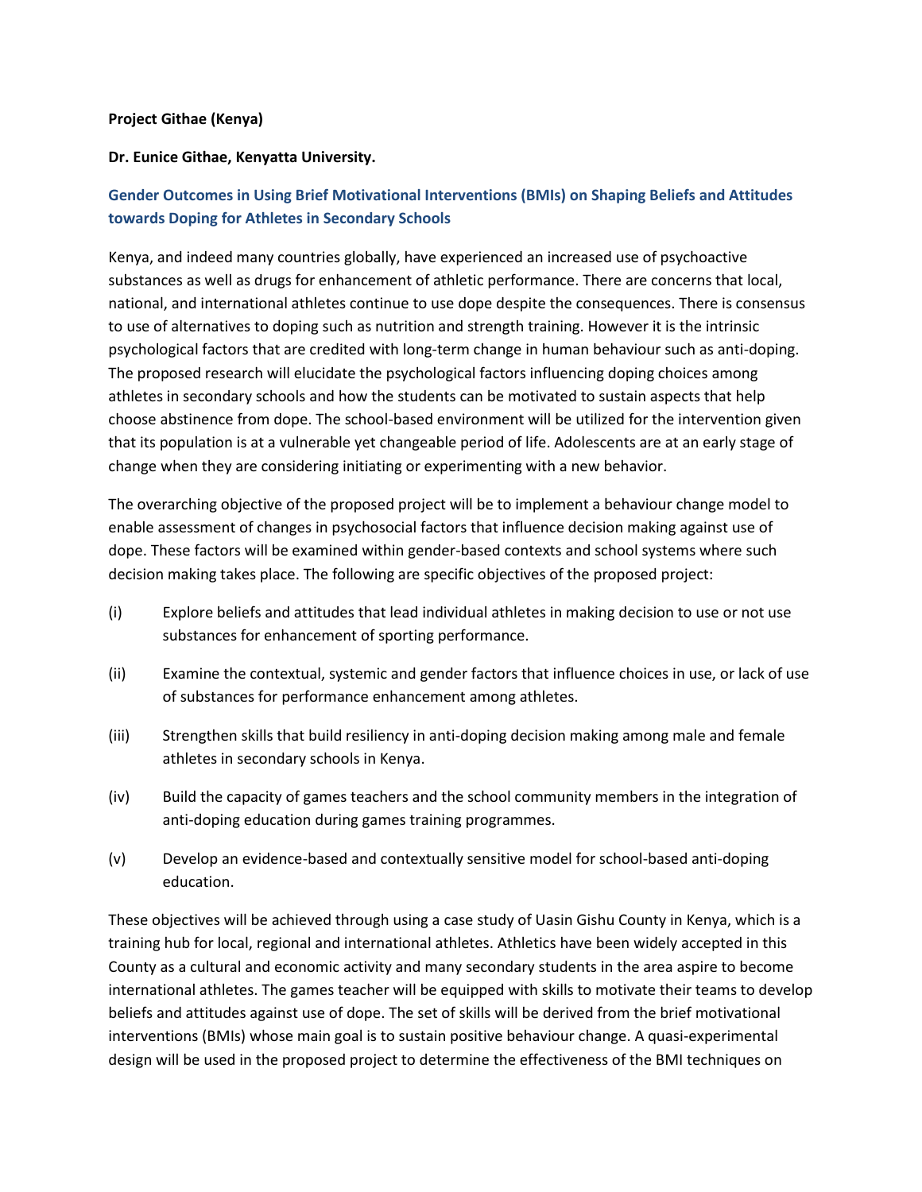**Project Githae (Kenya)**

**Dr. Eunice Githae, Kenyatta University.**

## Gender Outcomes in Using Brief Motivational Interventions (BMIs) on Shaping Beliefs and Attitudes towards Doping for Athletes in Secondary Schools

Kenya, and indeed many countries globally, have experienced an increased use of psychoactive substances as well as drugs for enhancement of athletic performance. There are concerns that local, national, and international athletes continue to use dope despite the consequences. There is consensus to use of alternatives to doping such as nutrition and strength training. However it is the intrinsic psychological factors that are credited with long-term change in human behaviour such as anti-doping. The proposed research will elucidate the psychological factors influencing doping choices among athletes in secondary schools and how the students can be motivated to sustain aspects that help choose abstinence from dope. The school-based environment will be utilized for the intervention given that its population is at a vulnerable yet changeable period of life. Adolescents are at an early stage of change when they are considering initiating or experimenting with a new behavior.

The overarching objective of the proposed project will be to implement a behaviour change model to enable assessment of changes in psychosocial factors that influence decision making against use of dope. These factors will be examined within gender-based contexts and school systems where such decision making takes place. The following are specific objectives of the proposed project:

(i) Explore beliefs and attitudes that lead individual athletes in making decision to use or not use substances for enhancement of sporting performance.

(ii) Examine the contextual, systemic and gender factors that influence choices in use, or lack of use of substances for performance enhancement among athletes.

(iii) Strengthen skills that build resiliency in anti-doping decision making among male and female athletes in secondary schools in Kenya.

(iv) Build the capacity of games teachers and the school community members in the integration of anti-doping education during games training programmes.

(v) Develop an evidence-based and contextually sensitive model for school-based anti-doping education.

These objectives will be achieved through using a case study of Uasin Gishu County in Kenya, which is a training hub for local, regional and international athletes. Athletics have been widely accepted in this County as a cultural and economic activity and many secondary students in the area aspire to become international athletes. The games teacher will be equipped with skills to motivate their teams to develop beliefs and attitudes against use of dope. The set of skills will be derived from the brief motivational interventions (BMIs) whose main goal is to sustain positive behaviour change. A quasi-experimental design will be used in the proposed project to determine the effectiveness of the BMI techniques on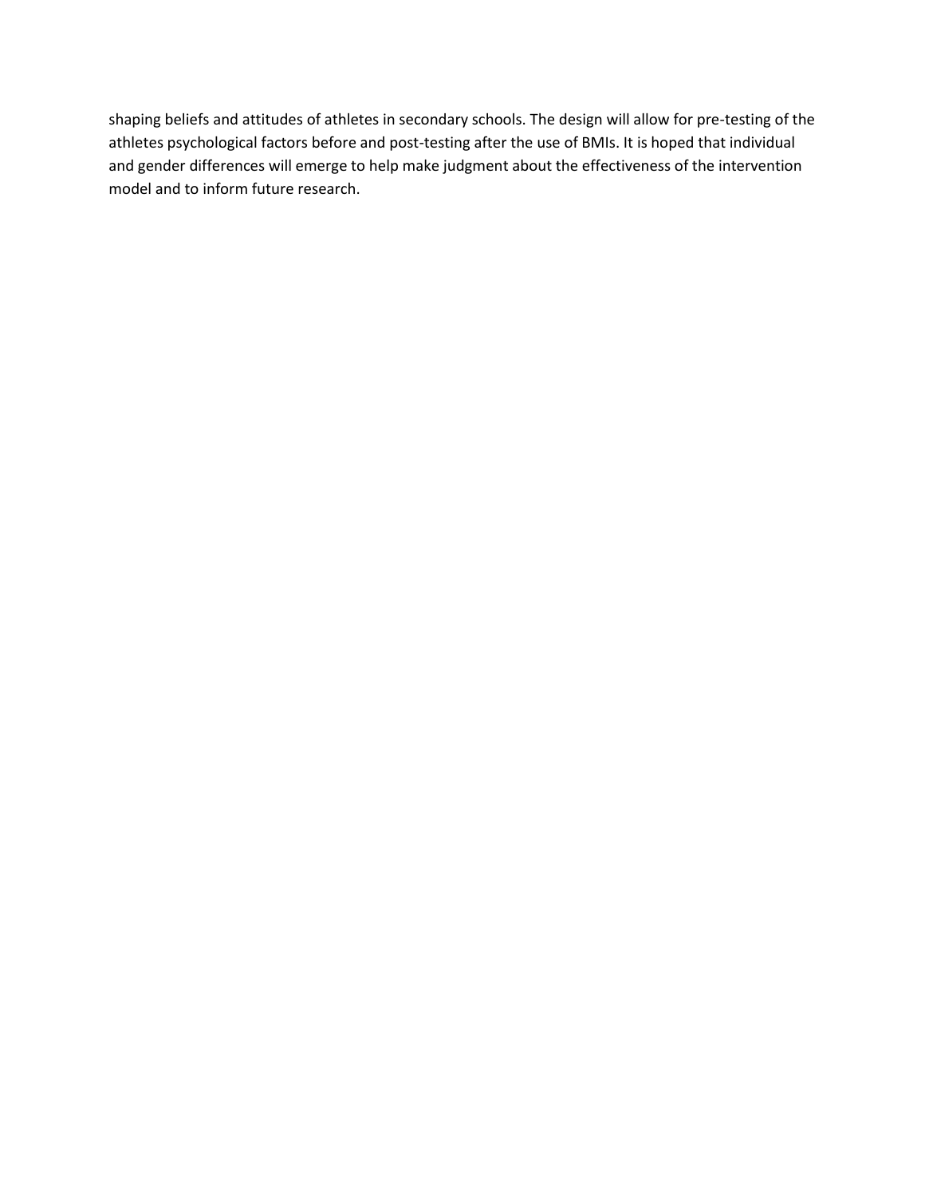shaping beliefs and attitudes of athletes in secondary schools. The design will allow for pre-testing of the athletes psychological factors before and post-testing after the use of BMIs. It is hoped that individual and gender differences will emerge to help make judgment about the effectiveness of the intervention model and to inform future research.